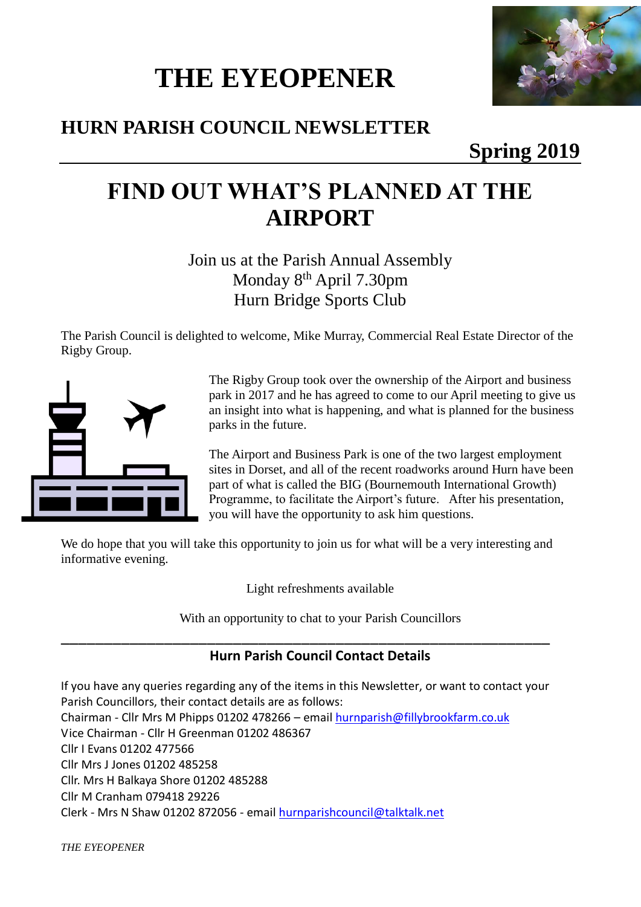# THE EYEOPENER

## HURN PARISH COUNCIL NEWSLETTER

**Spring 2019**

# FIND OUT WHAT'S PLANNED AT THE AIRPORT

Join us at the Parish Annual Assembly
Monday 8th April 7.30pm
Hurn Bridge Sports Club

The Parish Council is delighted to welcome, Mike Murray, Commercial Real Estate Director of the Rigby Group.

The Rigby Group took over the ownership of the Airport and business park in 2017 and he has agreed to come to our April meeting to give us an insight into what is happening, and what is planned for the business parks in the future.

The Airport and Business Park is one of the two largest employment sites in Dorset, and all of the recent roadworks around Hurn have been part of what is called the BIG (Bournemouth International Growth) Programme, to facilitate the Airport's future. After his presentation, you will have the opportunity to ask him questions.

We do hope that you will take this opportunity to join us for what will be a very interesting and informative evening.

Light refreshments available

With an opportunity to chat to your Parish Councillors

---

**Hurn Parish Council Contact Details**

If you have any queries regarding any of the items in this Newsletter, or want to contact your Parish Councillors, their contact details are as follows:

Chairman - Cllr Mrs M Phipps 01202 478266 – email hurnparish@fillybrookfarm.co.uk
Vice Chairman - Cllr H Greenman 01202 486367
Cllr I Evans 01202 477566
Cllr Mrs J Jones 01202 485258
Cllr. Mrs H Balkaya Shore 01202 485288
Cllr M Cranham 079418 29226
Clerk - Mrs N Shaw 01202 872056 - email hurnparishcouncil@talktalk.net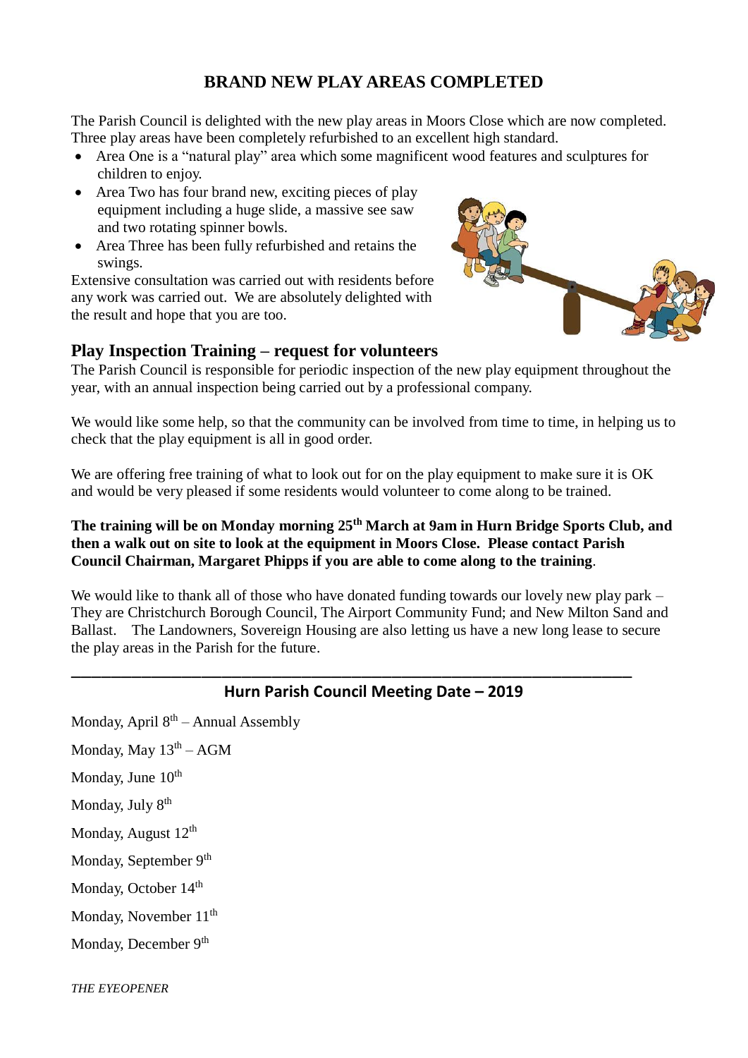# BRAND NEW PLAY AREAS COMPLETED

The Parish Council is delighted with the new play areas in Moors Close which are now completed. Three play areas have been completely refurbished to an excellent high standard.

- Area One is a "natural play" area which some magnificent wood features and sculptures for children to enjoy.
- Area Two has four brand new, exciting pieces of play equipment including a huge slide, a massive see saw and two rotating spinner bowls.
- Area Three has been fully refurbished and retains the swings.

Extensive consultation was carried out with residents before any work was carried out. We are absolutely delighted with the result and hope that you are too.

## Play Inspection Training – request for volunteers

The Parish Council is responsible for periodic inspection of the new play equipment throughout the year, with an annual inspection being carried out by a professional company.

We would like some help, so that the community can be involved from time to time, in helping us to check that the play equipment is all in good order.

We are offering free training of what to look out for on the play equipment to make sure it is OK and would be very pleased if some residents would volunteer to come along to be trained.

**The training will be on Monday morning 25th March at 9am in Hurn Bridge Sports Club, and then a walk out on site to look at the equipment in Moors Close. Please contact Parish Council Chairman, Margaret Phipps if you are able to come along to the training**.

We would like to thank all of those who have donated funding towards our lovely new play park – They are Christchurch Borough Council, The Airport Community Fund; and New Milton Sand and Ballast. The Landowners, Sovereign Housing are also letting us have a new long lease to secure the play areas in the Parish for the future.

---

## Hurn Parish Council Meeting Date – 2019

Monday, April 8th – Annual Assembly

Monday, May 13th – AGM

Monday, June 10th

Monday, July 8th

Monday, August 12th

Monday, September 9th

Monday, October 14th

Monday, November 11th

Monday, December 9th